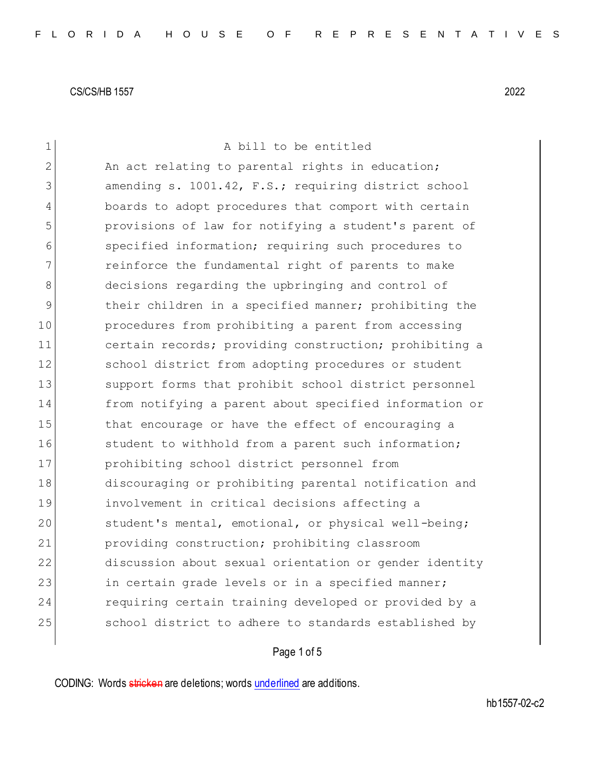CS/CS/HB 1557 2022

A bill to be entitled

An act relating to parental rights in education; amending s. 1001.42, F.S.; requiring district school boards to adopt procedures that comport with certain provisions of law for notifying a student's parent of specified information; requiring such procedures to reinforce the fundamental right of parents to make decisions regarding the upbringing and control of their children in a specified manner; prohibiting the procedures from prohibiting a parent from accessing certain records; providing construction; prohibiting a school district from adopting procedures or student support forms that prohibit school district personnel from notifying a parent about specified information or that encourage or have the effect of encouraging a student to withhold from a parent such information; prohibiting school district personnel from discouraging or prohibiting parental notification and involvement in critical decisions affecting a student's mental, emotional, or physical well-being; providing construction; prohibiting classroom discussion about sexual orientation or gender identity in certain grade levels or in a specified manner; requiring certain training developed or provided by a school district to adhere to standards established by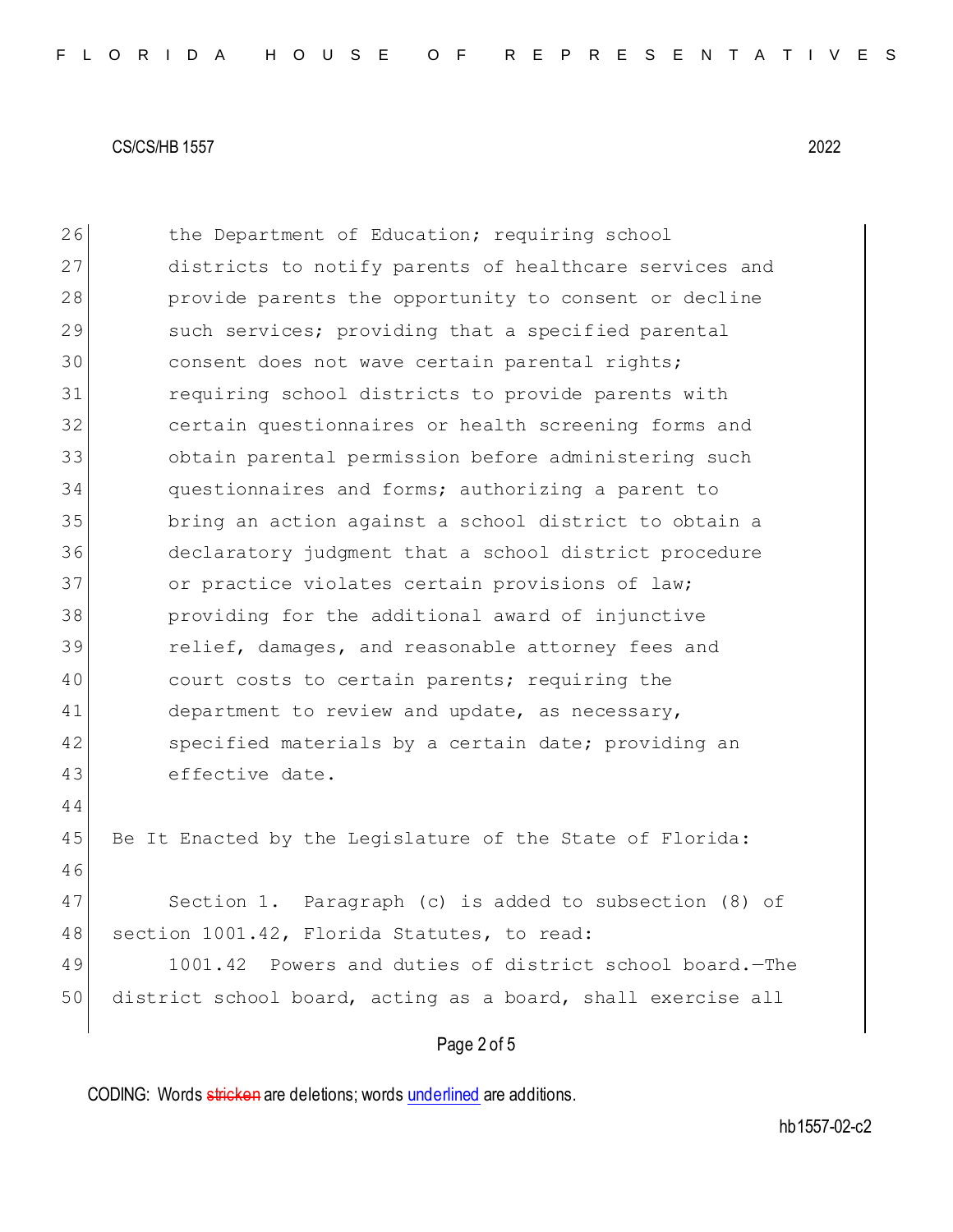the Department of Education; requiring school districts to notify parents of healthcare services and provide parents the opportunity to consent or decline such services; providing that a specified parental consent does not wave certain parental rights; requiring school districts to provide parents with certain questionnaires or health screening forms and obtain parental permission before administering such questionnaires and forms; authorizing a parent to bring an action against a school district to obtain a declaratory judgment that a school district procedure or practice violates certain provisions of law; providing for the additional award of injunctive relief, damages, and reasonable attorney fees and court costs to certain parents; requiring the department to review and update, as necessary, specified materials by a certain date; providing an effective date.

Be It Enacted by the Legislature of the State of Florida:

Section 1. Paragraph (c) is added to subsection (8) of section 1001.42, Florida Statutes, to read:

1001.42 Powers and duties of district school board.—The district school board, acting as a board, shall exercise all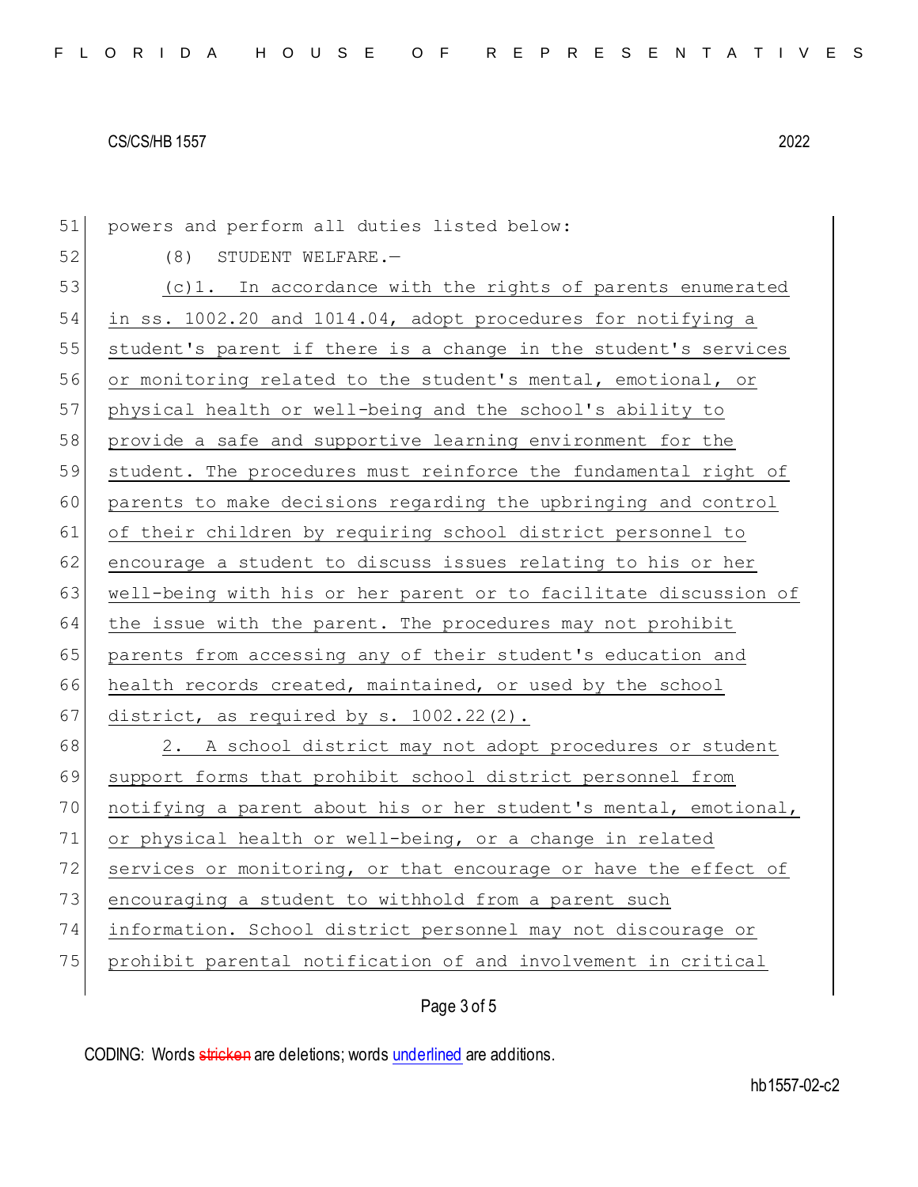powers and perform all duties listed below:

(8) STUDENT WELFARE.—

(c)1. In accordance with the rights of parents enumerated in ss. 1002.20 and 1014.04, adopt procedures for notifying a student's parent if there is a change in the student's services or monitoring related to the student's mental, emotional, or physical health or well-being and the school's ability to provide a safe and supportive learning environment for the student. The procedures must reinforce the fundamental right of parents to make decisions regarding the upbringing and control of their children by requiring school district personnel to encourage a student to discuss issues relating to his or her well-being with his or her parent or to facilitate discussion of the issue with the parent. The procedures may not prohibit parents from accessing any of their student's education and health records created, maintained, or used by the school district, as required by s. 1002.22(2).

2. A school district may not adopt procedures or student support forms that prohibit school district personnel from notifying a parent about his or her student's mental, emotional, or physical health or well-being, or a change in related services or monitoring, or that encourage or have the effect of encouraging a student to withhold from a parent such information. School district personnel may not discourage or prohibit parental notification of and involvement in critical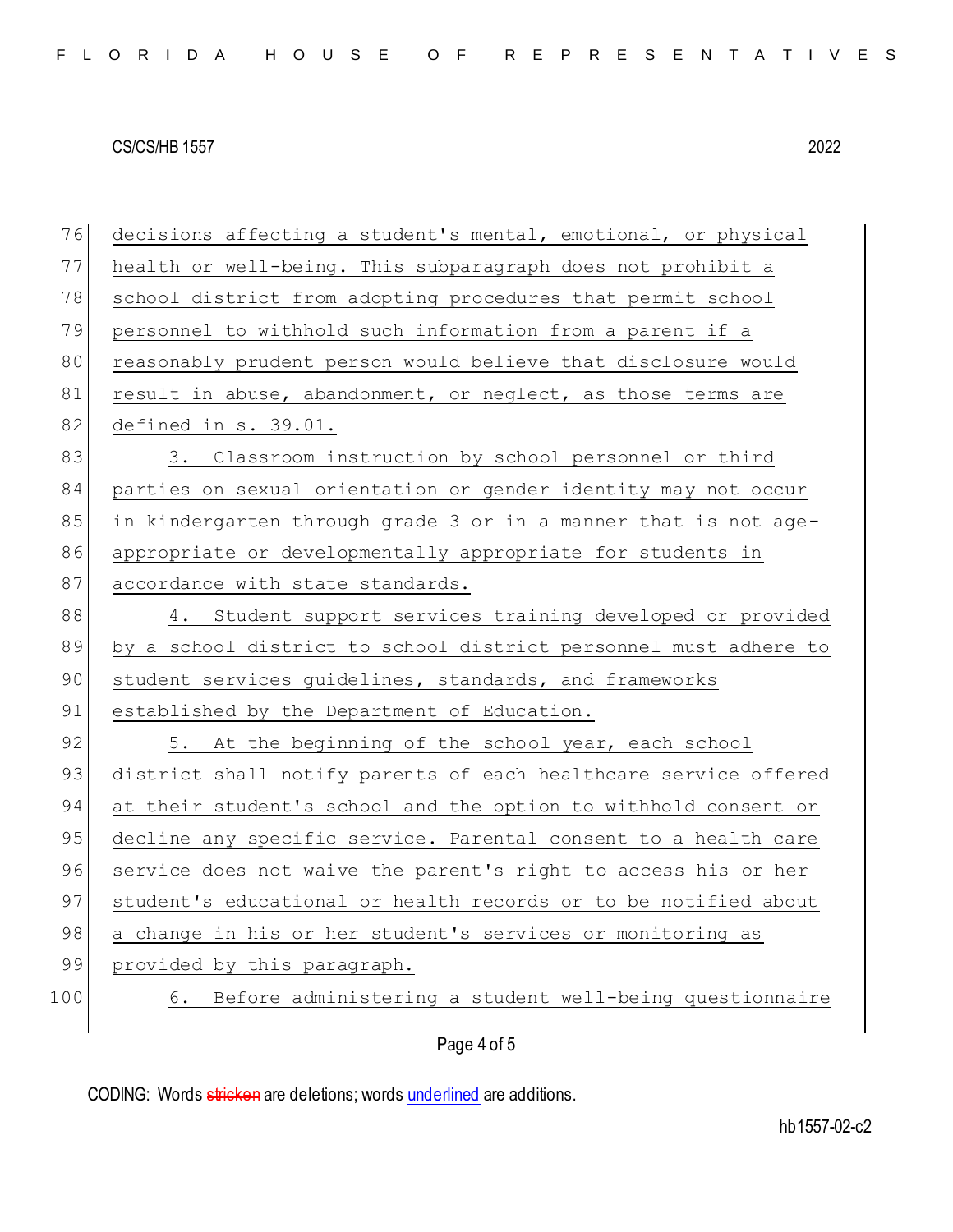decisions affecting a student's mental, emotional, or physical health or well-being. This subparagraph does not prohibit a school district from adopting procedures that permit school personnel to withhold such information from a parent if a reasonably prudent person would believe that disclosure would result in abuse, abandonment, or neglect, as those terms are defined in s. 39.01.

3. Classroom instruction by school personnel or third parties on sexual orientation or gender identity may not occur in kindergarten through grade 3 or in a manner that is not age-appropriate or developmentally appropriate for students in accordance with state standards.

4. Student support services training developed or provided by a school district to school district personnel must adhere to student services guidelines, standards, and frameworks established by the Department of Education.

5. At the beginning of the school year, each school district shall notify parents of each healthcare service offered at their student's school and the option to withhold consent or decline any specific service. Parental consent to a health care service does not waive the parent's right to access his or her student's educational or health records or to be notified about a change in his or her student's services or monitoring as provided by this paragraph.

6. Before administering a student well-being questionnaire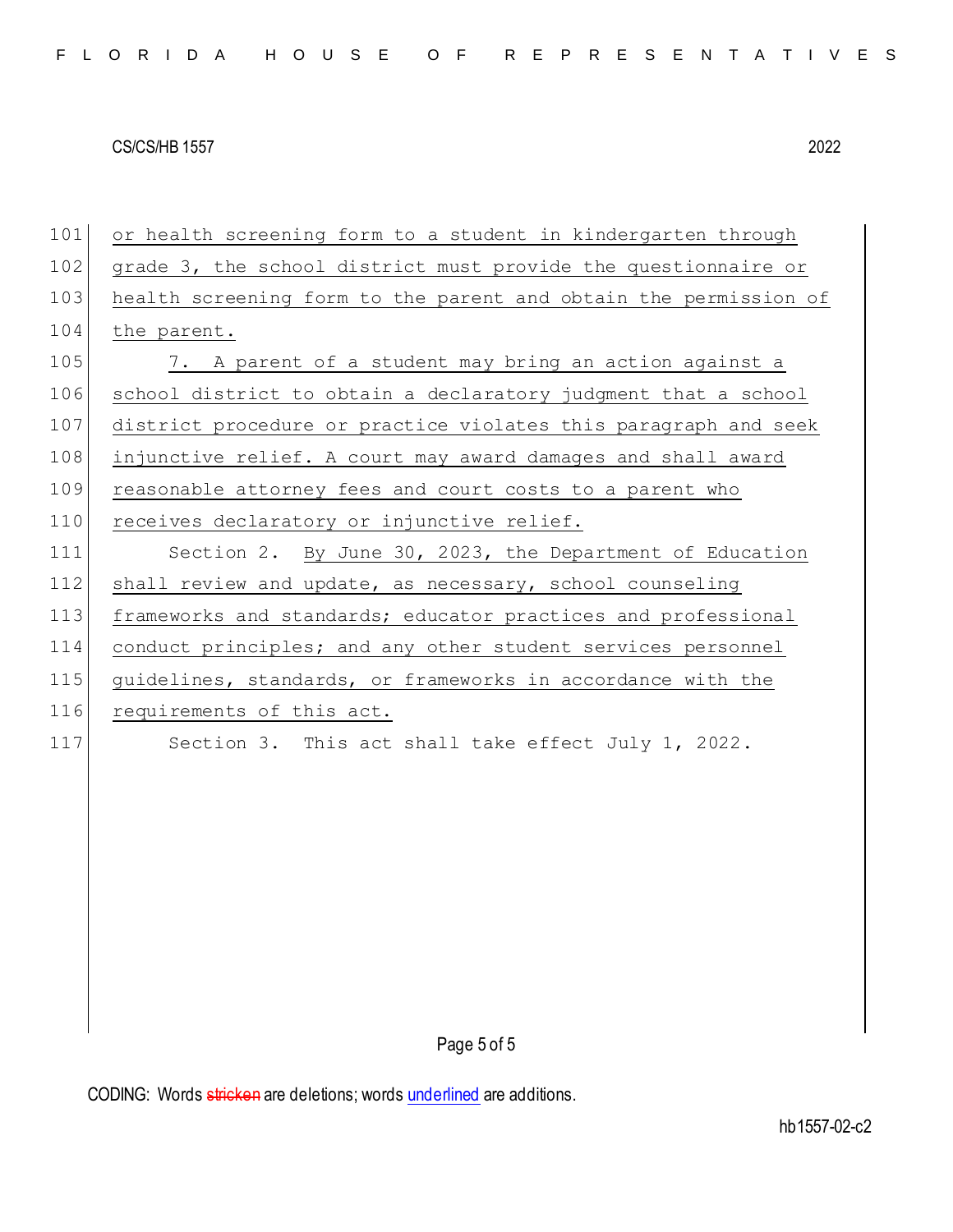101 or health screening form to a student in kindergarten through
102 grade 3, the school district must provide the questionnaire or
103 health screening form to the parent and obtain the permission of
104 the parent.

105 7. A parent of a student may bring an action against a
106 school district to obtain a declaratory judgment that a school
107 district procedure or practice violates this paragraph and seek
108 injunctive relief. A court may award damages and shall award
109 reasonable attorney fees and court costs to a parent who
110 receives declaratory or injunctive relief.

111 Section 2. By June 30, 2023, the Department of Education
112 shall review and update, as necessary, school counseling
113 frameworks and standards; educator practices and professional
114 conduct principles; and any other student services personnel
115 guidelines, standards, or frameworks in accordance with the
116 requirements of this act.

117 Section 3. This act shall take effect July 1, 2022.

CODING: Words ~~stricken~~ are deletions; words underlined are additions.